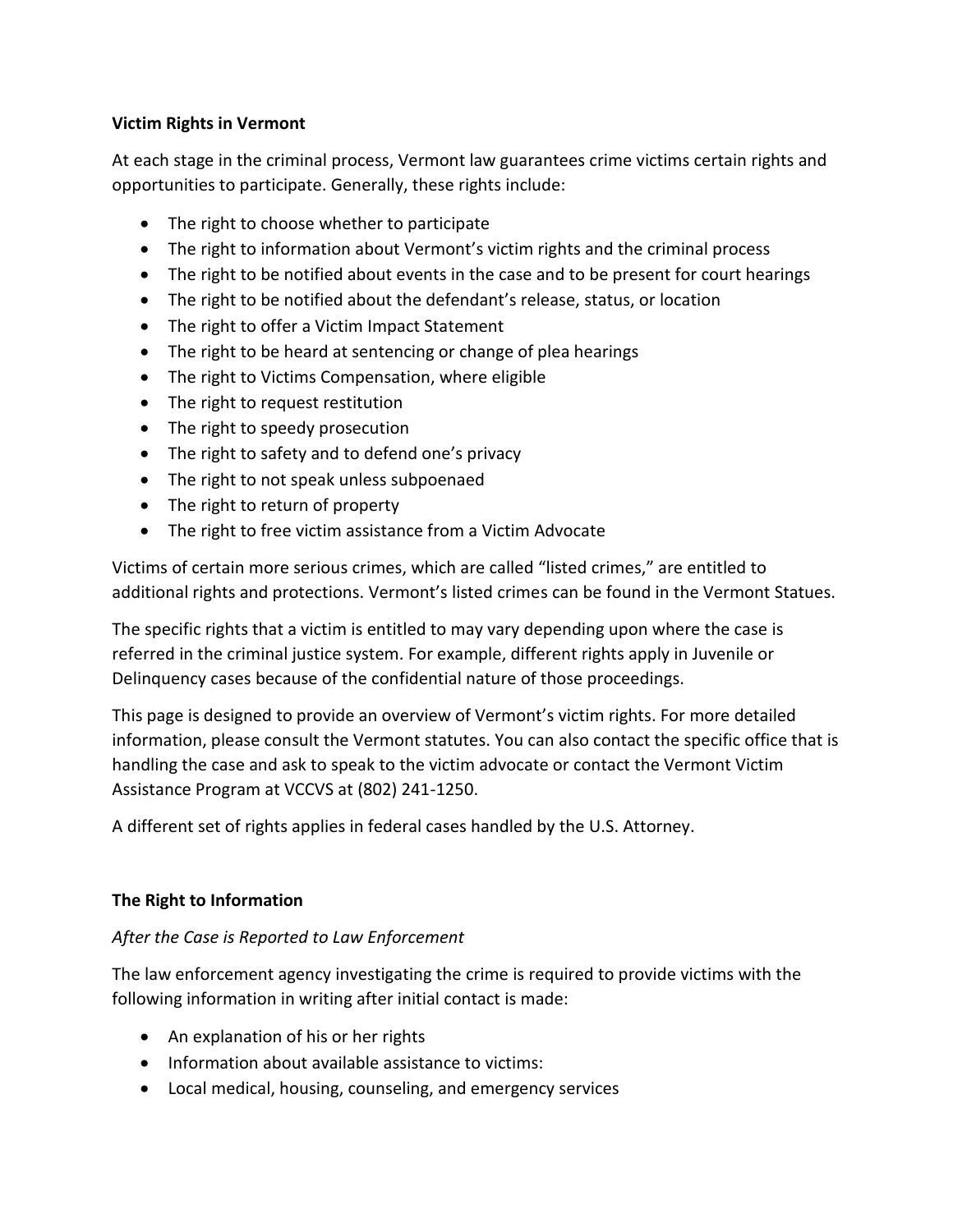## Victim Rights in Vermont

At each stage in the criminal process, Vermont law guarantees crime victims certain rights and opportunities to participate. Generally, these rights include:

- The right to choose whether to participate
- The right to information about Vermont's victim rights and the criminal process
- The right to be notified about events in the case and to be present for court hearings
- The right to be notified about the defendant's release, status, or location
- The right to offer a Victim Impact Statement
- The right to be heard at sentencing or change of plea hearings
- The right to Victims Compensation, where eligible
- The right to request restitution
- The right to speedy prosecution
- The right to safety and to defend one's privacy
- The right to not speak unless subpoenaed
- The right to return of property
- The right to free victim assistance from a Victim Advocate

Victims of certain more serious crimes, which are called "listed crimes," are entitled to additional rights and protections. Vermont's listed crimes can be found in the Vermont Statues.

The specific rights that a victim is entitled to may vary depending upon where the case is referred in the criminal justice system. For example, different rights apply in Juvenile or Delinquency cases because of the confidential nature of those proceedings.

This page is designed to provide an overview of Vermont's victim rights. For more detailed information, please consult the Vermont statutes. You can also contact the specific office that is handling the case and ask to speak to the victim advocate or contact the Vermont Victim Assistance Program at VCCVS at (802) 241-1250.

A different set of rights applies in federal cases handled by the U.S. Attorney.

## The Right to Information

*After the Case is Reported to Law Enforcement*

The law enforcement agency investigating the crime is required to provide victims with the following information in writing after initial contact is made:

- An explanation of his or her rights
- Information about available assistance to victims:
- Local medical, housing, counseling, and emergency services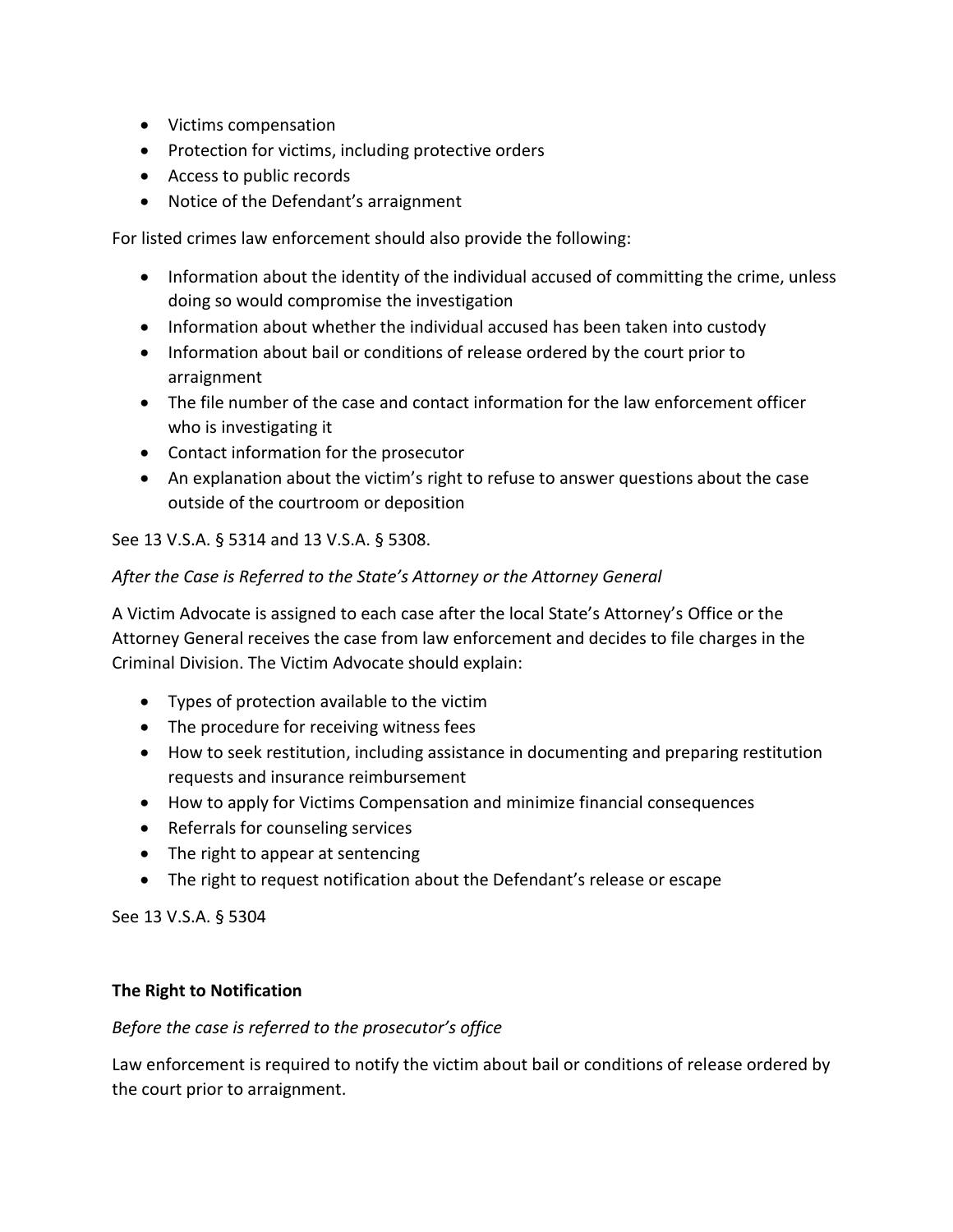- Victims compensation
- Protection for victims, including protective orders
- Access to public records
- Notice of the Defendant's arraignment

For listed crimes law enforcement should also provide the following:

- Information about the identity of the individual accused of committing the crime, unless doing so would compromise the investigation
- Information about whether the individual accused has been taken into custody
- Information about bail or conditions of release ordered by the court prior to arraignment
- The file number of the case and contact information for the law enforcement officer who is investigating it
- Contact information for the prosecutor
- An explanation about the victim's right to refuse to answer questions about the case outside of the courtroom or deposition

See 13 V.S.A. § 5314 and 13 V.S.A. § 5308.

*After the Case is Referred to the State's Attorney or the Attorney General*

A Victim Advocate is assigned to each case after the local State's Attorney's Office or the Attorney General receives the case from law enforcement and decides to file charges in the Criminal Division. The Victim Advocate should explain:

- Types of protection available to the victim
- The procedure for receiving witness fees
- How to seek restitution, including assistance in documenting and preparing restitution requests and insurance reimbursement
- How to apply for Victims Compensation and minimize financial consequences
- Referrals for counseling services
- The right to appear at sentencing
- The right to request notification about the Defendant's release or escape

See 13 V.S.A. § 5304

**The Right to Notification**

*Before the case is referred to the prosecutor's office*

Law enforcement is required to notify the victim about bail or conditions of release ordered by the court prior to arraignment.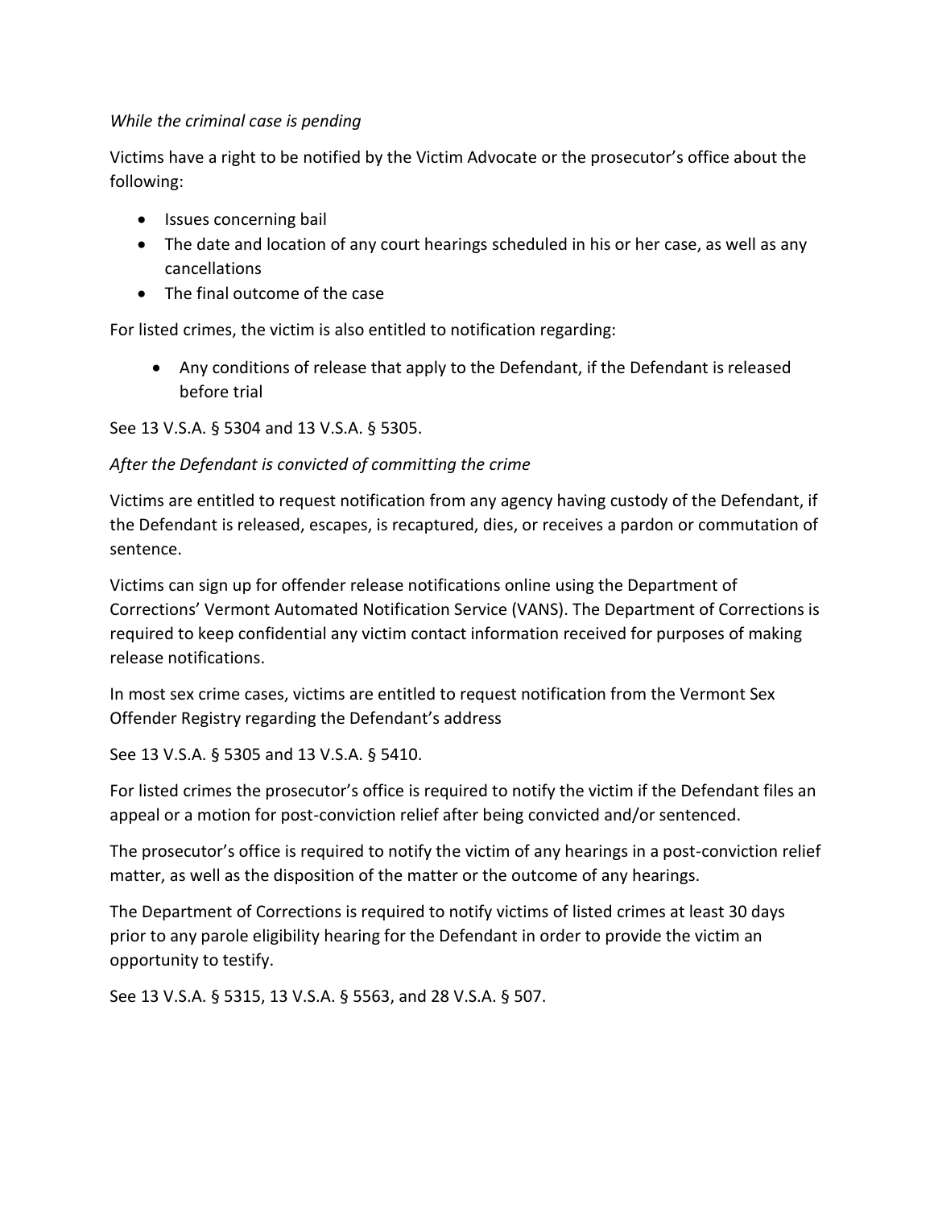*While the criminal case is pending*

Victims have a right to be notified by the Victim Advocate or the prosecutor's office about the following:

- Issues concerning bail
- The date and location of any court hearings scheduled in his or her case, as well as any cancellations
- The final outcome of the case

For listed crimes, the victim is also entitled to notification regarding:

- Any conditions of release that apply to the Defendant, if the Defendant is released before trial

See 13 V.S.A. § 5304 and 13 V.S.A. § 5305.

*After the Defendant is convicted of committing the crime*

Victims are entitled to request notification from any agency having custody of the Defendant, if the Defendant is released, escapes, is recaptured, dies, or receives a pardon or commutation of sentence.

Victims can sign up for offender release notifications online using the Department of Corrections' Vermont Automated Notification Service (VANS). The Department of Corrections is required to keep confidential any victim contact information received for purposes of making release notifications.

In most sex crime cases, victims are entitled to request notification from the Vermont Sex Offender Registry regarding the Defendant's address

See 13 V.S.A. § 5305 and 13 V.S.A. § 5410.

For listed crimes the prosecutor's office is required to notify the victim if the Defendant files an appeal or a motion for post-conviction relief after being convicted and/or sentenced.

The prosecutor's office is required to notify the victim of any hearings in a post-conviction relief matter, as well as the disposition of the matter or the outcome of any hearings.

The Department of Corrections is required to notify victims of listed crimes at least 30 days prior to any parole eligibility hearing for the Defendant in order to provide the victim an opportunity to testify.

See 13 V.S.A. § 5315, 13 V.S.A. § 5563, and 28 V.S.A. § 507.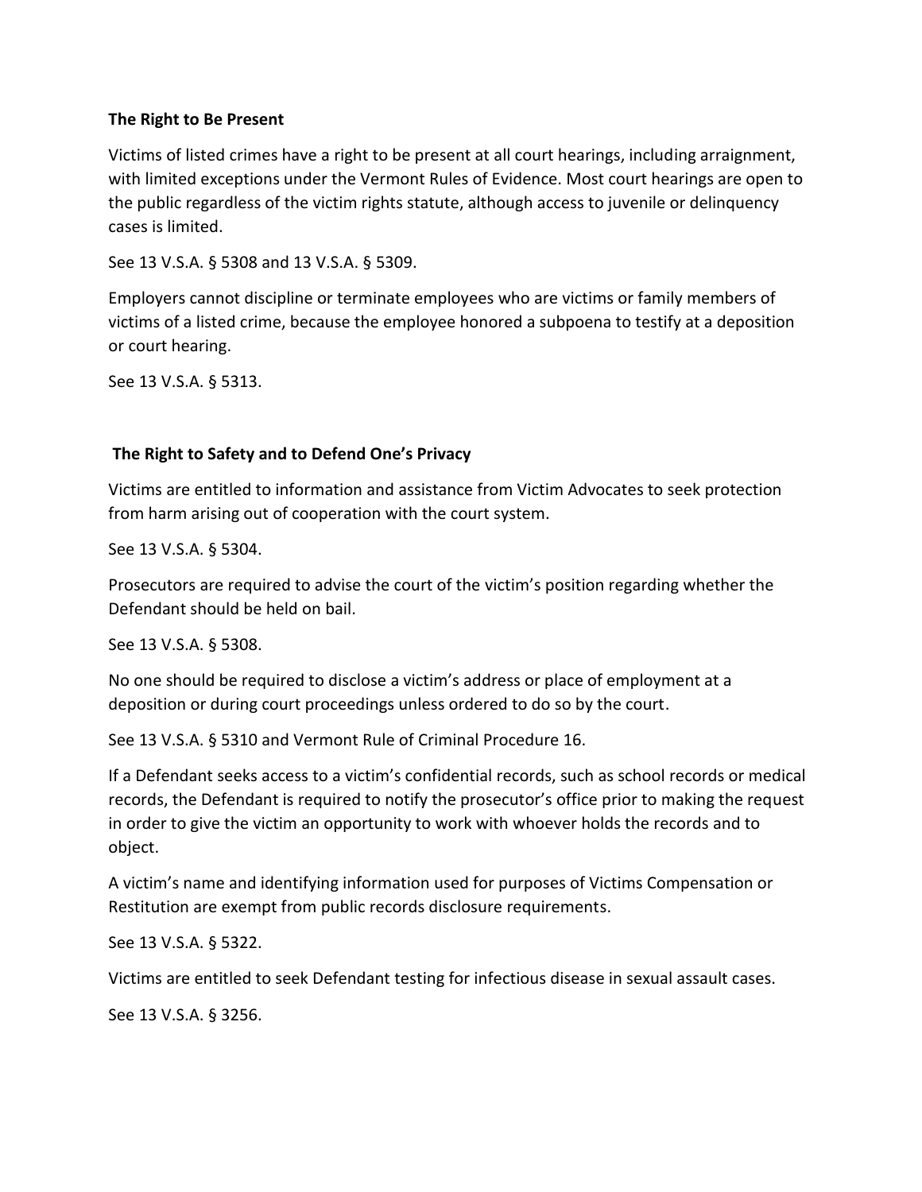**The Right to Be Present**

Victims of listed crimes have a right to be present at all court hearings, including arraignment, with limited exceptions under the Vermont Rules of Evidence. Most court hearings are open to the public regardless of the victim rights statute, although access to juvenile or delinquency cases is limited.

See 13 V.S.A. § 5308 and 13 V.S.A. § 5309.

Employers cannot discipline or terminate employees who are victims or family members of victims of a listed crime, because the employee honored a subpoena to testify at a deposition or court hearing.

See 13 V.S.A. § 5313.

**The Right to Safety and to Defend One's Privacy**

Victims are entitled to information and assistance from Victim Advocates to seek protection from harm arising out of cooperation with the court system.

See 13 V.S.A. § 5304.

Prosecutors are required to advise the court of the victim's position regarding whether the Defendant should be held on bail.

See 13 V.S.A. § 5308.

No one should be required to disclose a victim's address or place of employment at a deposition or during court proceedings unless ordered to do so by the court.

See 13 V.S.A. § 5310 and Vermont Rule of Criminal Procedure 16.

If a Defendant seeks access to a victim's confidential records, such as school records or medical records, the Defendant is required to notify the prosecutor's office prior to making the request in order to give the victim an opportunity to work with whoever holds the records and to object.

A victim's name and identifying information used for purposes of Victims Compensation or Restitution are exempt from public records disclosure requirements.

See 13 V.S.A. § 5322.

Victims are entitled to seek Defendant testing for infectious disease in sexual assault cases.

See 13 V.S.A. § 3256.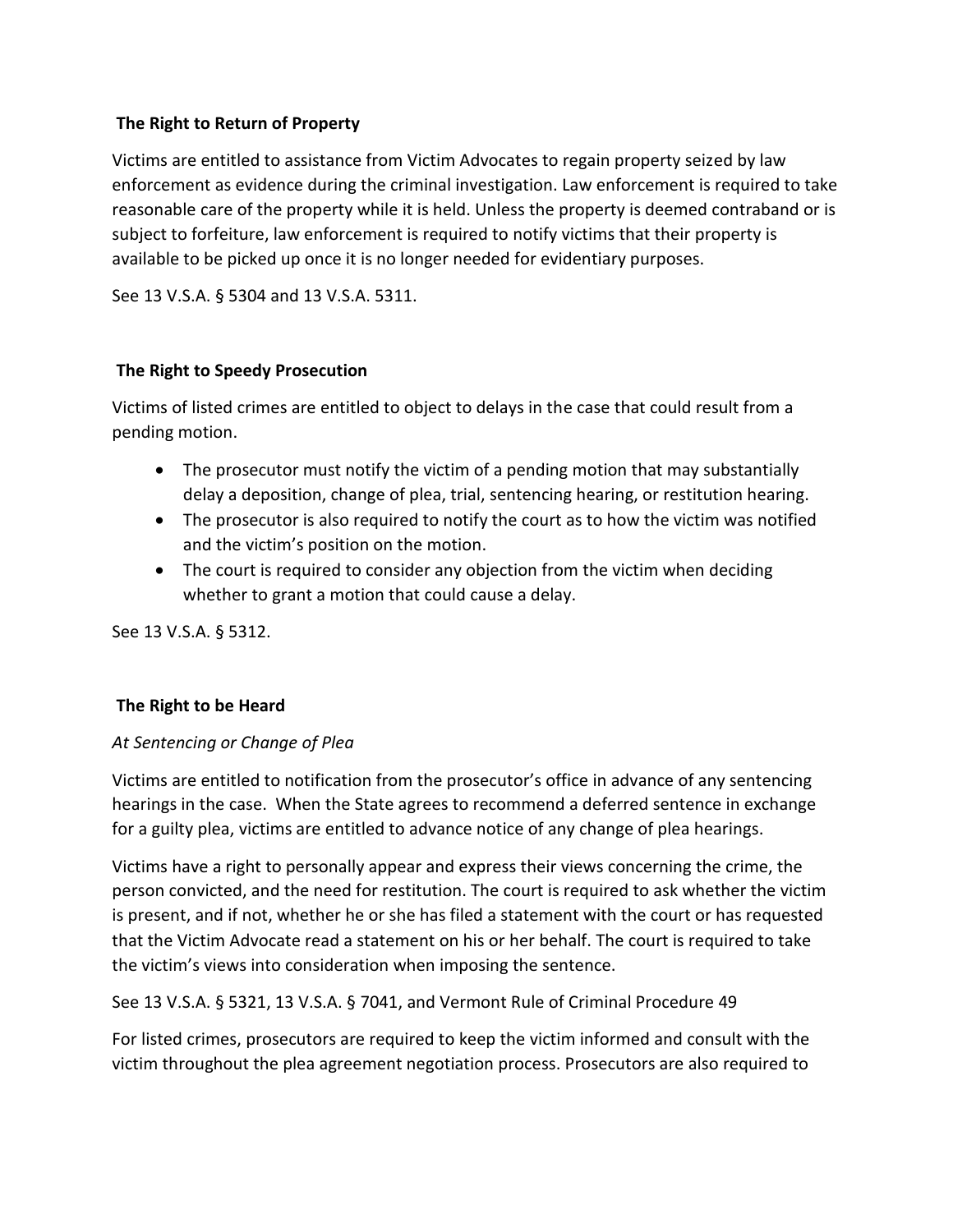## The Right to Return of Property

Victims are entitled to assistance from Victim Advocates to regain property seized by law enforcement as evidence during the criminal investigation. Law enforcement is required to take reasonable care of the property while it is held. Unless the property is deemed contraband or is subject to forfeiture, law enforcement is required to notify victims that their property is available to be picked up once it is no longer needed for evidentiary purposes.

See 13 V.S.A. § 5304 and 13 V.S.A. 5311.

## The Right to Speedy Prosecution

Victims of listed crimes are entitled to object to delays in the case that could result from a pending motion.

- The prosecutor must notify the victim of a pending motion that may substantially delay a deposition, change of plea, trial, sentencing hearing, or restitution hearing.
- The prosecutor is also required to notify the court as to how the victim was notified and the victim's position on the motion.
- The court is required to consider any objection from the victim when deciding whether to grant a motion that could cause a delay.

See 13 V.S.A. § 5312.

## The Right to be Heard

### *At Sentencing or Change of Plea*

Victims are entitled to notification from the prosecutor's office in advance of any sentencing hearings in the case. When the State agrees to recommend a deferred sentence in exchange for a guilty plea, victims are entitled to advance notice of any change of plea hearings.

Victims have a right to personally appear and express their views concerning the crime, the person convicted, and the need for restitution. The court is required to ask whether the victim is present, and if not, whether he or she has filed a statement with the court or has requested that the Victim Advocate read a statement on his or her behalf. The court is required to take the victim's views into consideration when imposing the sentence.

See 13 V.S.A. § 5321, 13 V.S.A. § 7041, and Vermont Rule of Criminal Procedure 49

For listed crimes, prosecutors are required to keep the victim informed and consult with the victim throughout the plea agreement negotiation process. Prosecutors are also required to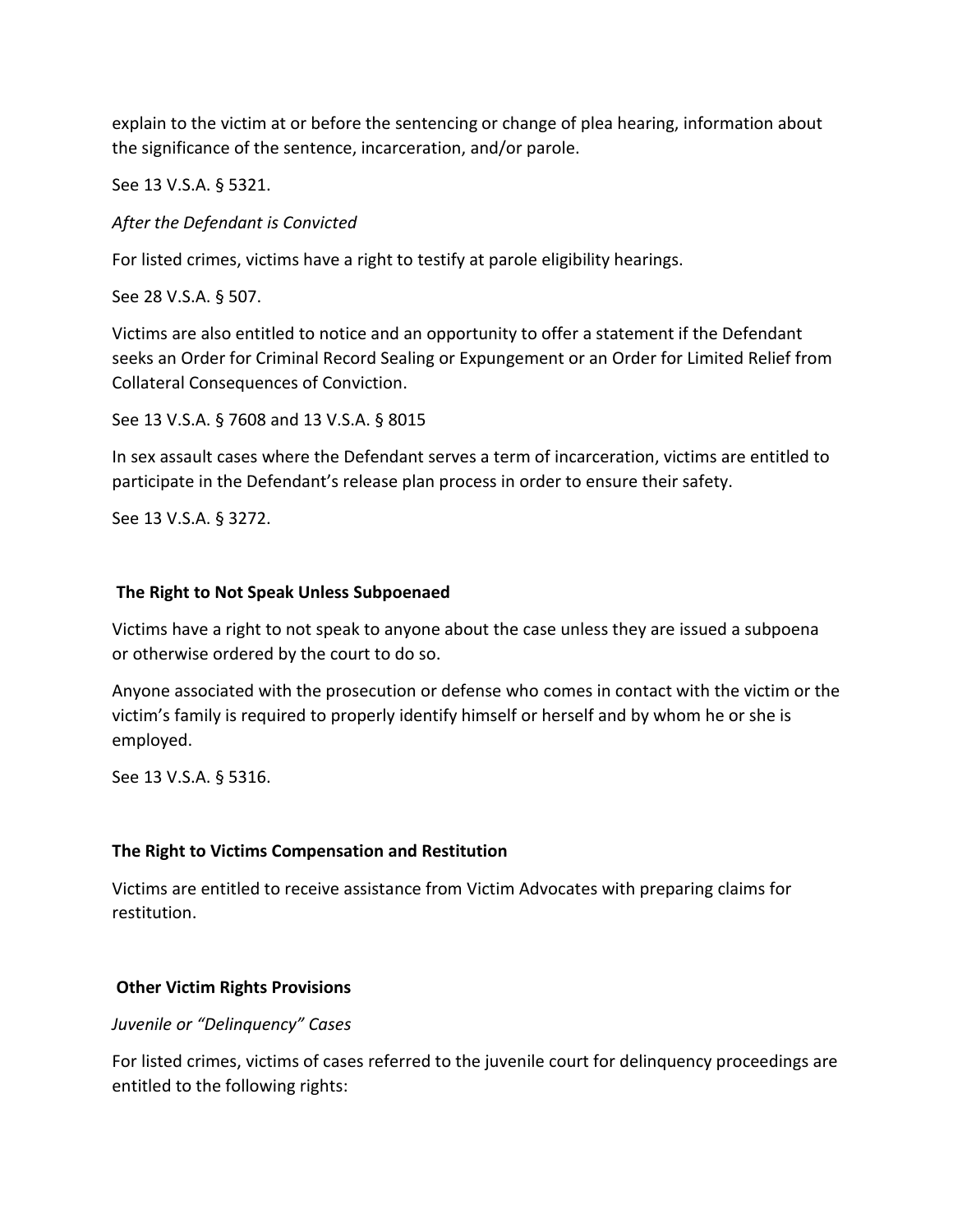explain to the victim at or before the sentencing or change of plea hearing, information about the significance of the sentence, incarceration, and/or parole.

See 13 V.S.A. § 5321.

*After the Defendant is Convicted*

For listed crimes, victims have a right to testify at parole eligibility hearings.

See 28 V.S.A. § 507.

Victims are also entitled to notice and an opportunity to offer a statement if the Defendant seeks an Order for Criminal Record Sealing or Expungement or an Order for Limited Relief from Collateral Consequences of Conviction.

See 13 V.S.A. § 7608 and 13 V.S.A. § 8015

In sex assault cases where the Defendant serves a term of incarceration, victims are entitled to participate in the Defendant's release plan process in order to ensure their safety.

See 13 V.S.A. § 3272.

**The Right to Not Speak Unless Subpoenaed**

Victims have a right to not speak to anyone about the case unless they are issued a subpoena or otherwise ordered by the court to do so.

Anyone associated with the prosecution or defense who comes in contact with the victim or the victim's family is required to properly identify himself or herself and by whom he or she is employed.

See 13 V.S.A. § 5316.

**The Right to Victims Compensation and Restitution**

Victims are entitled to receive assistance from Victim Advocates with preparing claims for restitution.

**Other Victim Rights Provisions**

*Juvenile or "Delinquency" Cases*

For listed crimes, victims of cases referred to the juvenile court for delinquency proceedings are entitled to the following rights: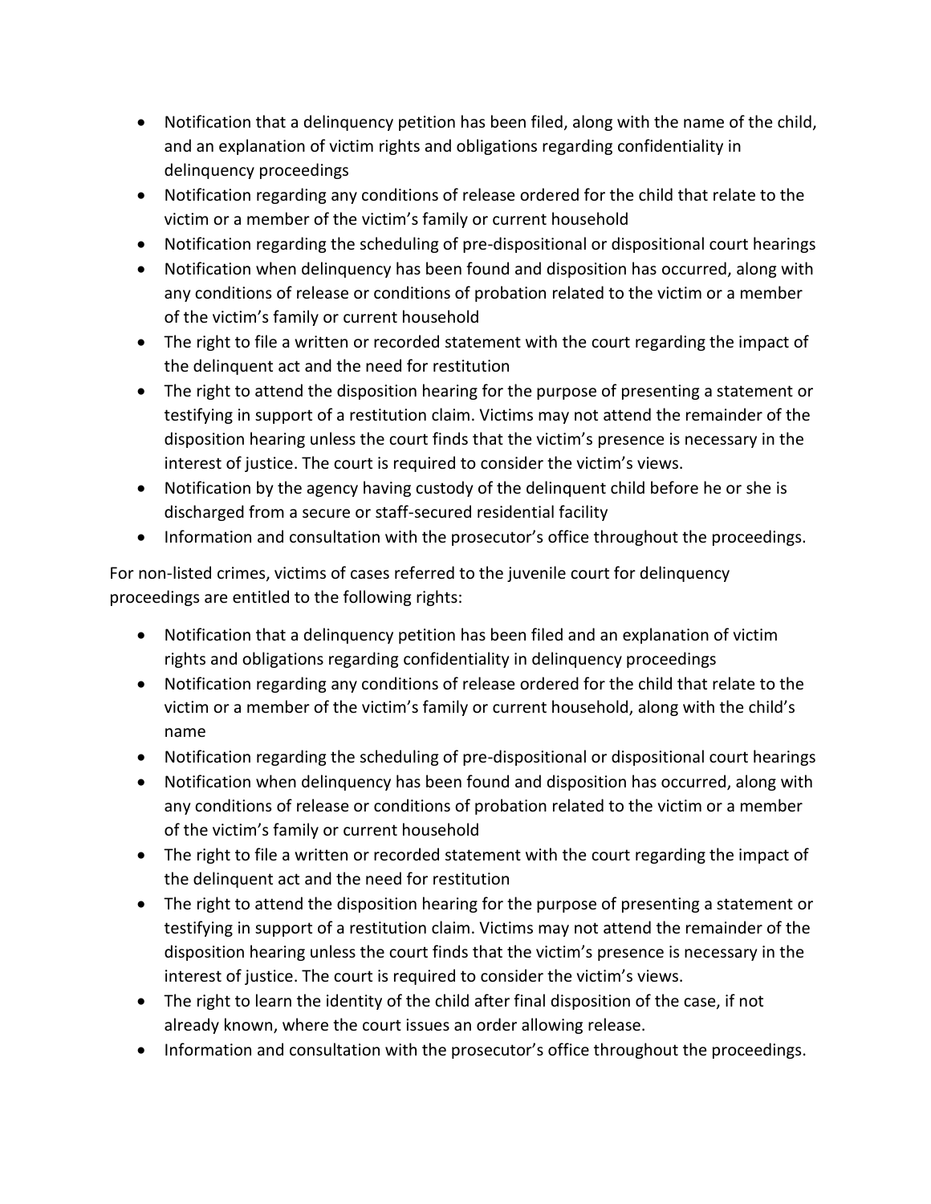- Notification that a delinquency petition has been filed, along with the name of the child, and an explanation of victim rights and obligations regarding confidentiality in delinquency proceedings
- Notification regarding any conditions of release ordered for the child that relate to the victim or a member of the victim's family or current household
- Notification regarding the scheduling of pre-dispositional or dispositional court hearings
- Notification when delinquency has been found and disposition has occurred, along with any conditions of release or conditions of probation related to the victim or a member of the victim's family or current household
- The right to file a written or recorded statement with the court regarding the impact of the delinquent act and the need for restitution
- The right to attend the disposition hearing for the purpose of presenting a statement or testifying in support of a restitution claim. Victims may not attend the remainder of the disposition hearing unless the court finds that the victim's presence is necessary in the interest of justice. The court is required to consider the victim's views.
- Notification by the agency having custody of the delinquent child before he or she is discharged from a secure or staff-secured residential facility
- Information and consultation with the prosecutor's office throughout the proceedings.

For non-listed crimes, victims of cases referred to the juvenile court for delinquency proceedings are entitled to the following rights:

- Notification that a delinquency petition has been filed and an explanation of victim rights and obligations regarding confidentiality in delinquency proceedings
- Notification regarding any conditions of release ordered for the child that relate to the victim or a member of the victim's family or current household, along with the child's name
- Notification regarding the scheduling of pre-dispositional or dispositional court hearings
- Notification when delinquency has been found and disposition has occurred, along with any conditions of release or conditions of probation related to the victim or a member of the victim's family or current household
- The right to file a written or recorded statement with the court regarding the impact of the delinquent act and the need for restitution
- The right to attend the disposition hearing for the purpose of presenting a statement or testifying in support of a restitution claim. Victims may not attend the remainder of the disposition hearing unless the court finds that the victim's presence is necessary in the interest of justice. The court is required to consider the victim's views.
- The right to learn the identity of the child after final disposition of the case, if not already known, where the court issues an order allowing release.
- Information and consultation with the prosecutor's office throughout the proceedings.